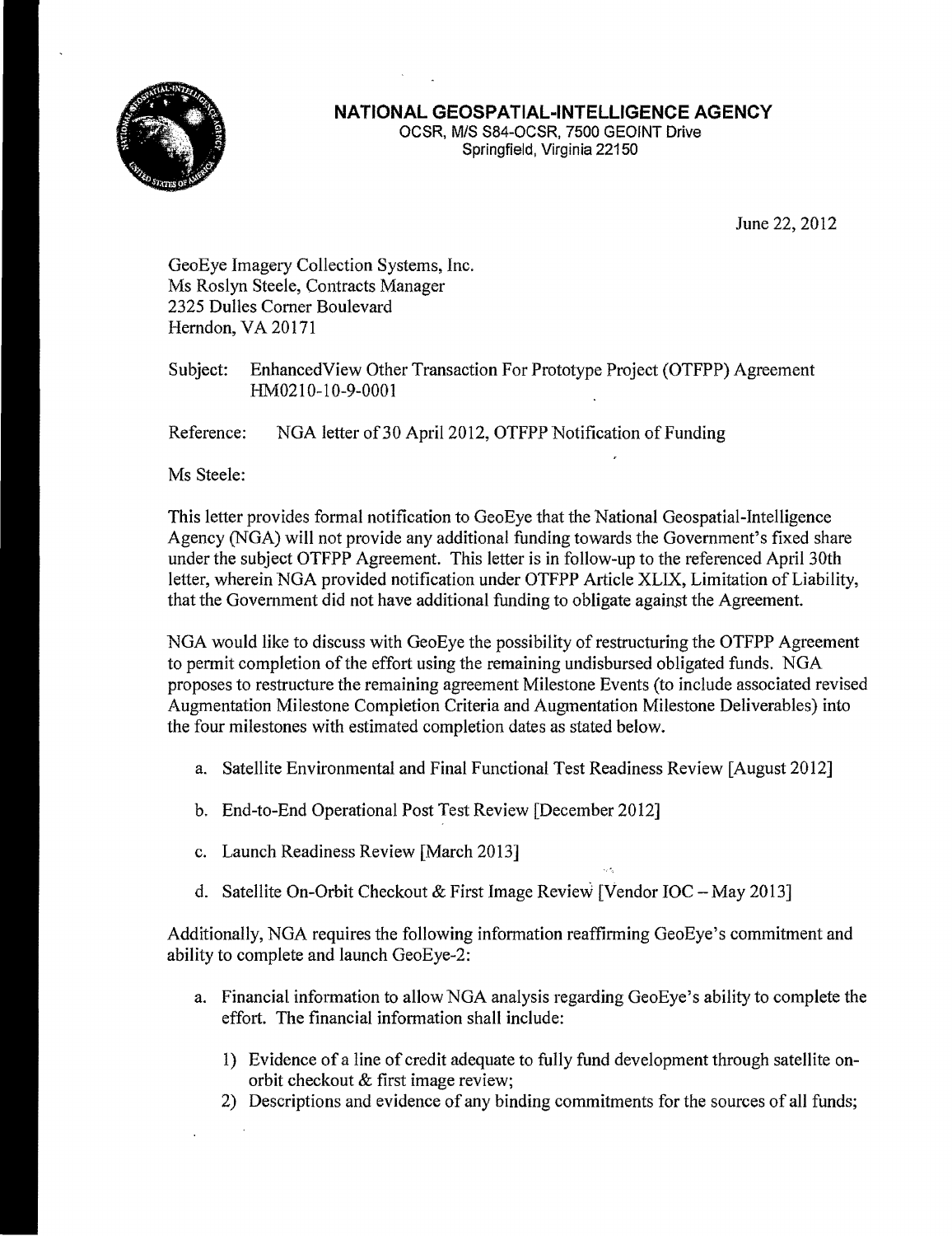**NATIONAL GEOSPATIAL-INTELLIGENCE AGENCY**
OCSR, M/S S84-OCSR, 7500 GEOINT Drive
Springfield, Virginia 22150

June 22, 2012

GeoEye Imagery Collection Systems, Inc.
Ms Roslyn Steele, Contracts Manager
2325 Dulles Corner Boulevard
Herndon, VA 20171

Subject: EnhancedView Other Transaction For Prototype Project (OTFPP) Agreement HM0210-10-9-0001

Reference: NGA letter of 30 April 2012, OTFPP Notification of Funding

Ms Steele:

This letter provides formal notification to GeoEye that the National Geospatial-Intelligence Agency (NGA) will not provide any additional funding towards the Government's fixed share under the subject OTFPP Agreement. This letter is in follow-up to the referenced April 30th letter, wherein NGA provided notification under OTFPP Article XLIX, Limitation of Liability, that the Government did not have additional funding to obligate against the Agreement.

NGA would like to discuss with GeoEye the possibility of restructuring the OTFPP Agreement to permit completion of the effort using the remaining undisbursed obligated funds. NGA proposes to restructure the remaining agreement Milestone Events (to include associated revised Augmentation Milestone Completion Criteria and Augmentation Milestone Deliverables) into the four milestones with estimated completion dates as stated below.

a. Satellite Environmental and Final Functional Test Readiness Review [August 2012]

b. End-to-End Operational Post Test Review [December 2012]

c. Launch Readiness Review [March 2013]

d. Satellite On-Orbit Checkout & First Image Review [Vendor IOC – May 2013]

Additionally, NGA requires the following information reaffirming GeoEye's commitment and ability to complete and launch GeoEye-2:

a. Financial information to allow NGA analysis regarding GeoEye's ability to complete the effort. The financial information shall include:

   1) Evidence of a line of credit adequate to fully fund development through satellite on-orbit checkout & first image review;
   2) Descriptions and evidence of any binding commitments for the sources of all funds;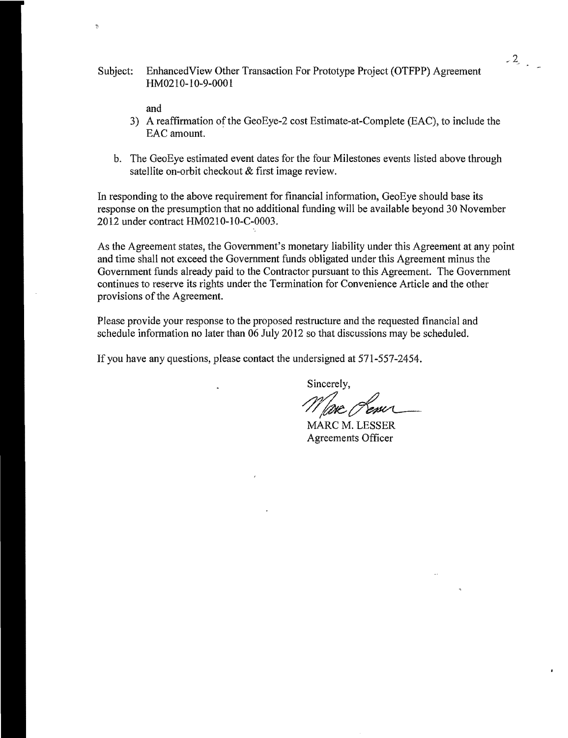Subject: EnhancedView Other Transaction For Prototype Project (OTFPP) Agreement HM0210-10-9-0001

and

3) A reaffirmation of the GeoEye-2 cost Estimate-at-Complete (EAC), to include the EAC amount.

b. The GeoEye estimated event dates for the four Milestones events listed above through satellite on-orbit checkout & first image review.

In responding to the above requirement for financial information, GeoEye should base its response on the presumption that no additional funding will be available beyond 30 November 2012 under contract HM0210-10-C-0003.

As the Agreement states, the Government's monetary liability under this Agreement at any point and time shall not exceed the Government funds obligated under this Agreement minus the Government funds already paid to the Contractor pursuant to this Agreement. The Government continues to reserve its rights under the Termination for Convenience Article and the other provisions of the Agreement.

Please provide your response to the proposed restructure and the requested financial and schedule information no later than 06 July 2012 so that discussions may be scheduled.

If you have any questions, please contact the undersigned at 571-557-2454.

Sincerely,

MARC M. LESSER
Agreements Officer